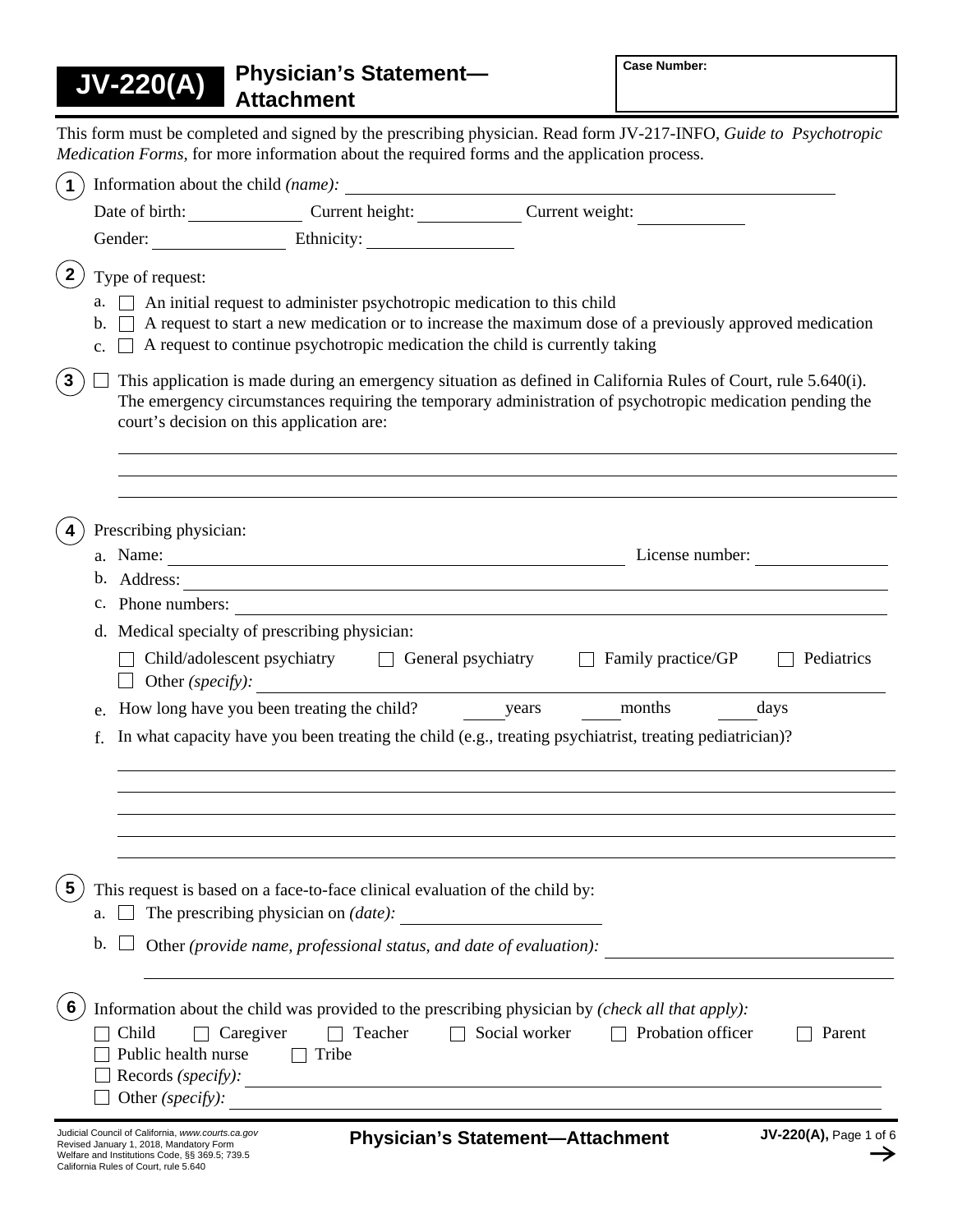# JV-220(A) Physician's Statement—Attachment

**Case Number:**

This form must be completed and signed by the prescribing physician. Read form JV-217-INFO, *Guide to Psychotropic Medication Forms*, for more information about the required forms and the application process.

**1** Information about the child *(name):* ______________________

Date of birth: __________ Current height: __________ Current weight: __________

Gender: __________ Ethnicity: __________

**2** Type of request:

a. ☐ An initial request to administer psychotropic medication to this child

b. ☐ A request to start a new medication or to increase the maximum dose of a previously approved medication

c. ☐ A request to continue psychotropic medication the child is currently taking

**3** ☐ This application is made during an emergency situation as defined in California Rules of Court, rule 5.640(i). The emergency circumstances requiring the temporary administration of psychotropic medication pending the court's decision on this application are:

______________________

**4** Prescribing physician:

a. Name: ______________________ License number: __________

b. Address: ______________________

c. Phone numbers: ______________________

d. Medical specialty of prescribing physician:

☐ Child/adolescent psychiatry ☐ General psychiatry ☐ Family practice/GP ☐ Pediatrics

☐ Other *(specify):* ______________________

e. How long have you been treating the child? ____ years ____ months ____ days

f. In what capacity have you been treating the child (e.g., treating psychiatrist, treating pediatrician)?

______________________

**5** This request is based on a face-to-face clinical evaluation of the child by:

a. ☐ The prescribing physician on *(date):* __________

b. ☐ Other *(provide name, professional status, and date of evaluation):* ______________________

**6** Information about the child was provided to the prescribing physician by *(check all that apply):*

☐ Child ☐ Caregiver ☐ Teacher ☐ Social worker ☐ Probation officer ☐ Parent

☐ Public health nurse ☐ Tribe

☐ Records *(specify):* ______________________

☐ Other *(specify):* ______________________

Judicial Council of California, www.courts.ca.gov
Revised January 1, 2018, Mandatory Form
Welfare and Institutions Code, §§ 369.5; 739.5
California Rules of Court, rule 5.640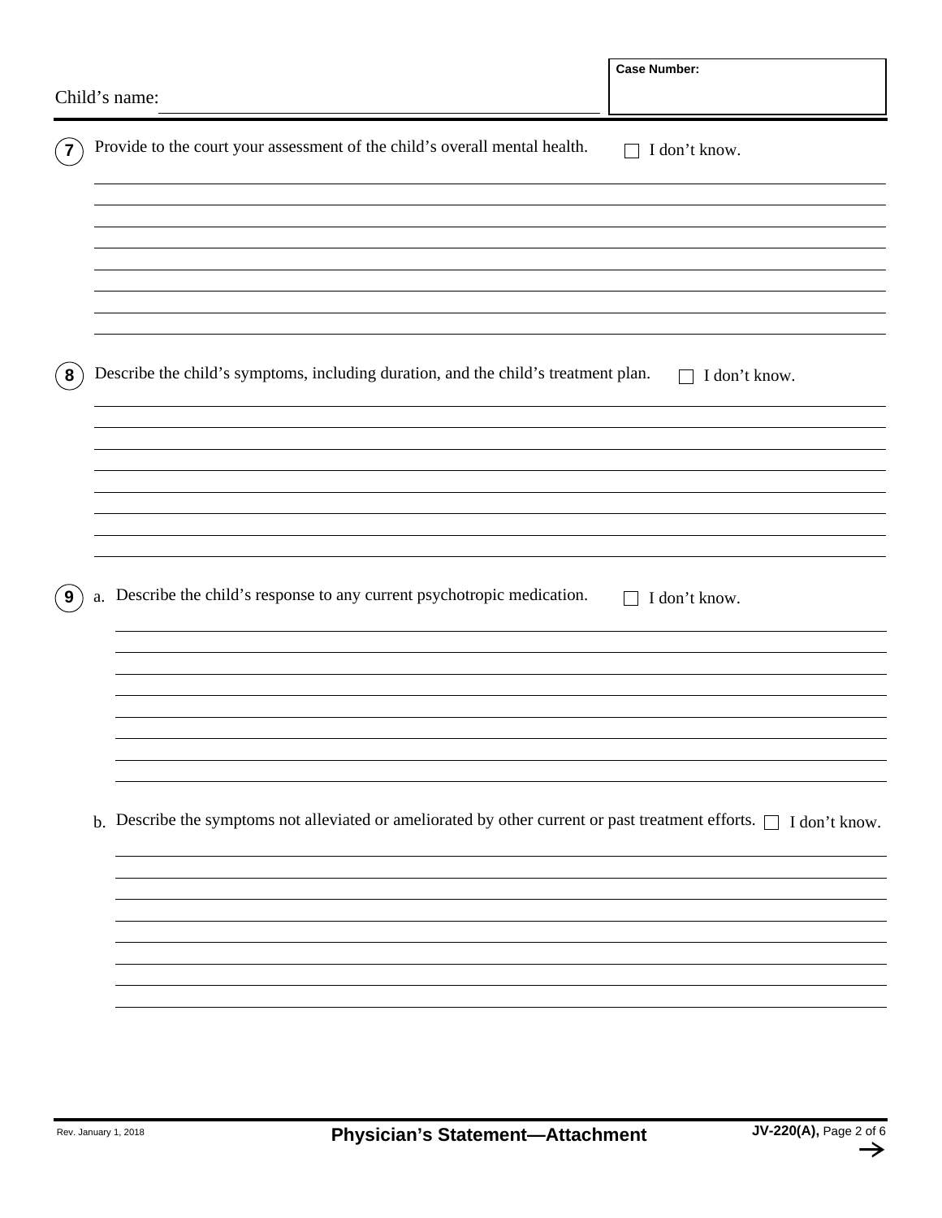Child's name: ______________________________ 

**Case Number:**

**7** Provide to the court your assessment of the child's overall mental health. ☐ I don't know.

______________________________________________________________________________
______________________________________________________________________________
______________________________________________________________________________
______________________________________________________________________________
______________________________________________________________________________
______________________________________________________________________________
______________________________________________________________________________
______________________________________________________________________________

**8** Describe the child's symptoms, including duration, and the child's treatment plan. ☐ I don't know.

______________________________________________________________________________
______________________________________________________________________________
______________________________________________________________________________
______________________________________________________________________________
______________________________________________________________________________
______________________________________________________________________________
______________________________________________________________________________
______________________________________________________________________________

**9** a. Describe the child's response to any current psychotropic medication. ☐ I don't know.

______________________________________________________________________________
______________________________________________________________________________
______________________________________________________________________________
______________________________________________________________________________
______________________________________________________________________________
______________________________________________________________________________
______________________________________________________________________________
______________________________________________________________________________

b. Describe the symptoms not alleviated or ameliorated by other current or past treatment efforts. ☐ I don't know.

______________________________________________________________________________
______________________________________________________________________________
______________________________________________________________________________
______________________________________________________________________________
______________________________________________________________________________
______________________________________________________________________________
______________________________________________________________________________
______________________________________________________________________________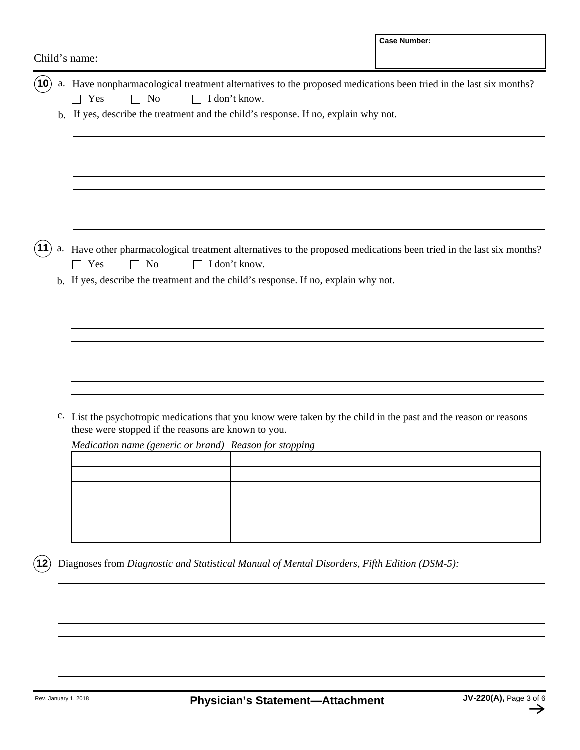Child's name: ______________________

**Case Number:**

**10** a. Have nonpharmacological treatment alternatives to the proposed medications been tried in the last six months?

☐ Yes ☐ No ☐ I don't know.

b. If yes, describe the treatment and the child's response. If no, explain why not.

**11** a. Have other pharmacological treatment alternatives to the proposed medications been tried in the last six months?

☐ Yes ☐ No ☐ I don't know.

b. If yes, describe the treatment and the child's response. If no, explain why not.

c. List the psychotropic medications that you know were taken by the child in the past and the reason or reasons these were stopped if the reasons are known to you.

| *Medication name (generic or brand)* | *Reason for stopping* |
|---|---|
| | |
| | |
| | |
| | |
| | |
| | |

**12** Diagnoses from *Diagnostic and Statistical Manual of Mental Disorders, Fifth Edition (DSM-5):*

Rev. January 1, 2018 **Physician's Statement—Attachment** **JV-220(A),**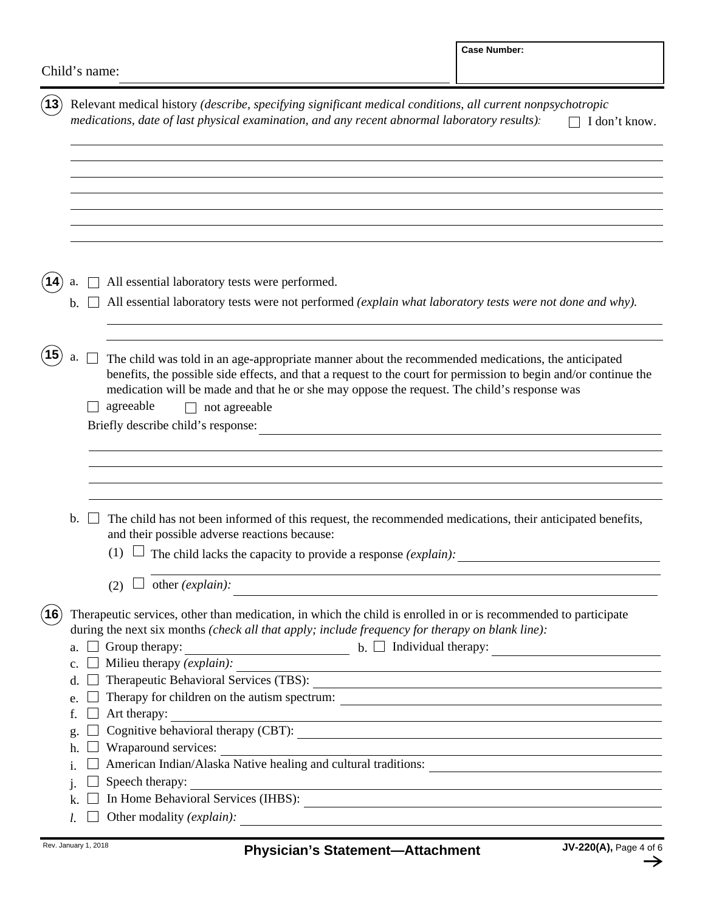Child's name: \_\_\_\_\_\_\_\_\_\_\_\_\_\_\_\_\_\_\_\_ **Case Number:** \_\_\_\_\_\_\_\_\_\_

**13** Relevant medical history *(describe, specifying significant medical conditions, all current nonpsychotropic medications, date of last physical examination, and any recent abnormal laboratory results):* ☐ I don't know.

**14** a. ☐ All essential laboratory tests were performed.

b. ☐ All essential laboratory tests were not performed *(explain what laboratory tests were not done and why).*

**15** a. ☐ The child was told in an age-appropriate manner about the recommended medications, the anticipated benefits, the possible side effects, and that a request to the court for permission to begin and/or continue the medication will be made and that he or she may oppose the request. The child's response was

☐ agreeable ☐ not agreeable

Briefly describe child's response:

b. ☐ The child has not been informed of this request, the recommended medications, their anticipated benefits, and their possible adverse reactions because:

(1) ☐ The child lacks the capacity to provide a response *(explain):*

(2) ☐ other *(explain):*

**16** Therapeutic services, other than medication, in which the child is enrolled in or is recommended to participate during the next six months *(check all that apply; include frequency for therapy on blank line):*

a. ☐ Group therapy: b. ☐ Individual therapy:

c. ☐ Milieu therapy *(explain):*

d. ☐ Therapeutic Behavioral Services (TBS):

e. ☐ Therapy for children on the autism spectrum:

f. ☐ Art therapy:

g. ☐ Cognitive behavioral therapy (CBT):

h. ☐ Wraparound services:

i. ☐ American Indian/Alaska Native healing and cultural traditions:

j. ☐ Speech therapy:

k. ☐ In Home Behavioral Services (IHBS):

*l.* ☐ Other modality *(explain):*

Rev. January 1, 2018 **Physician's Statement—Attachment** **JV-220(A),**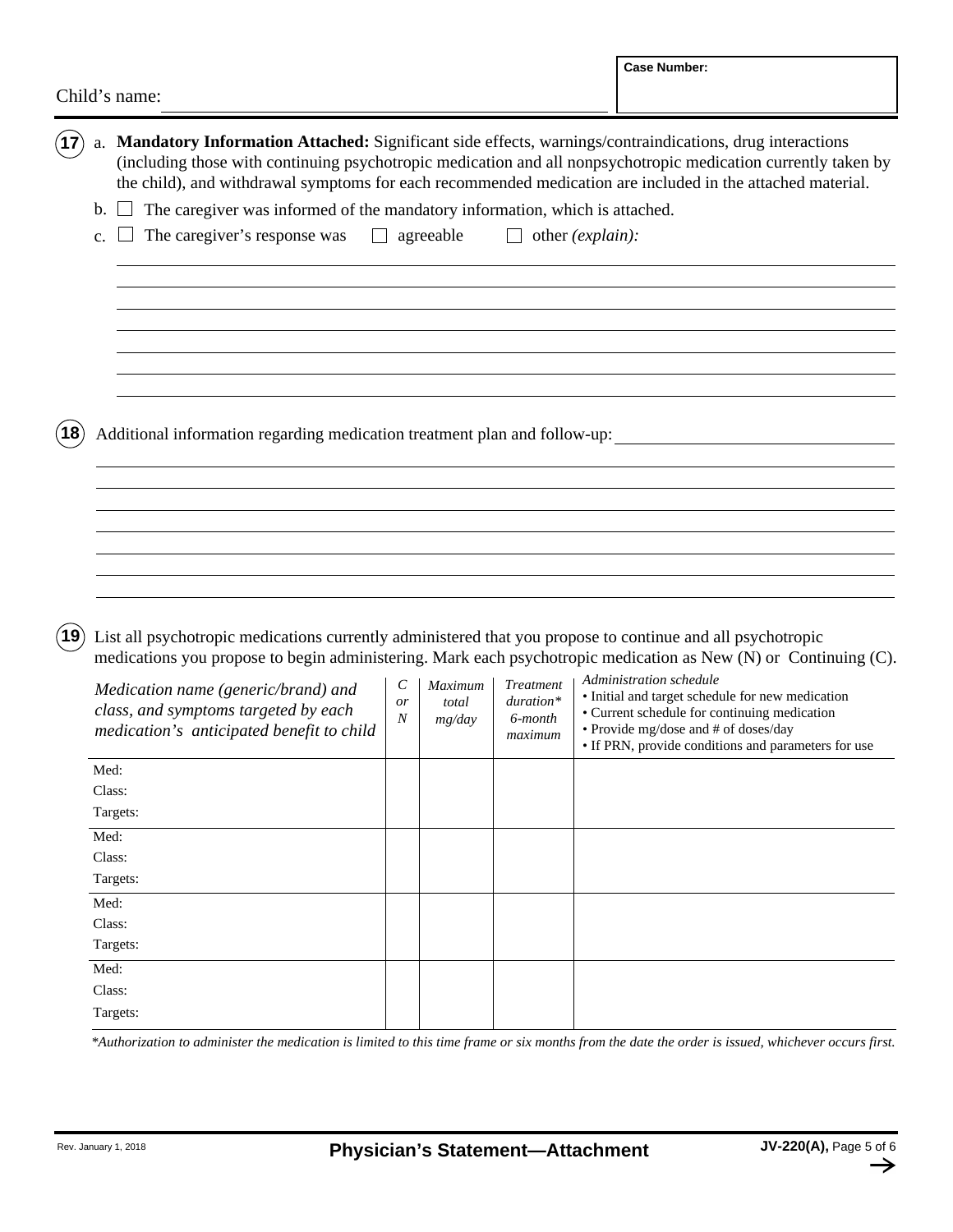Child's name: ______________________

**Case Number:**

**17** a. **Mandatory Information Attached:** Significant side effects, warnings/contraindications, drug interactions (including those with continuing psychotropic medication and all nonpsychotropic medication currently taken by the child), and withdrawal symptoms for each recommended medication are included in the attached material.

b. ☐ The caregiver was informed of the mandatory information, which is attached.

c. ☐ The caregiver's response was ☐ agreeable ☐ other *(explain):*

**18** Additional information regarding medication treatment plan and follow-up:

**19** List all psychotropic medications currently administered that you propose to continue and all psychotropic medications you propose to begin administering. Mark each psychotropic medication as New (N) or Continuing (C).

| *Medication name (generic/brand) and class, and symptoms targeted by each medication's anticipated benefit to child* | *C or N* | *Maximum total mg/day* | *Treatment duration\* 6-month maximum* | *Administration schedule* • Initial and target schedule for new medication • Current schedule for continuing medication • Provide mg/dose and # of doses/day • If PRN, provide conditions and parameters for use |
|---|---|---|---|---|
| Med: Class: Targets: | | | | |
| Med: Class: Targets: | | | | |
| Med: Class: Targets: | | | | |
| Med: Class: Targets: | | | | |

*\*Authorization to administer the medication is limited to this time frame or six months from the date the order is issued, whichever occurs first.*

Rev. January 1, 2018 **Physician's Statement—Attachment** **JV-220(A),**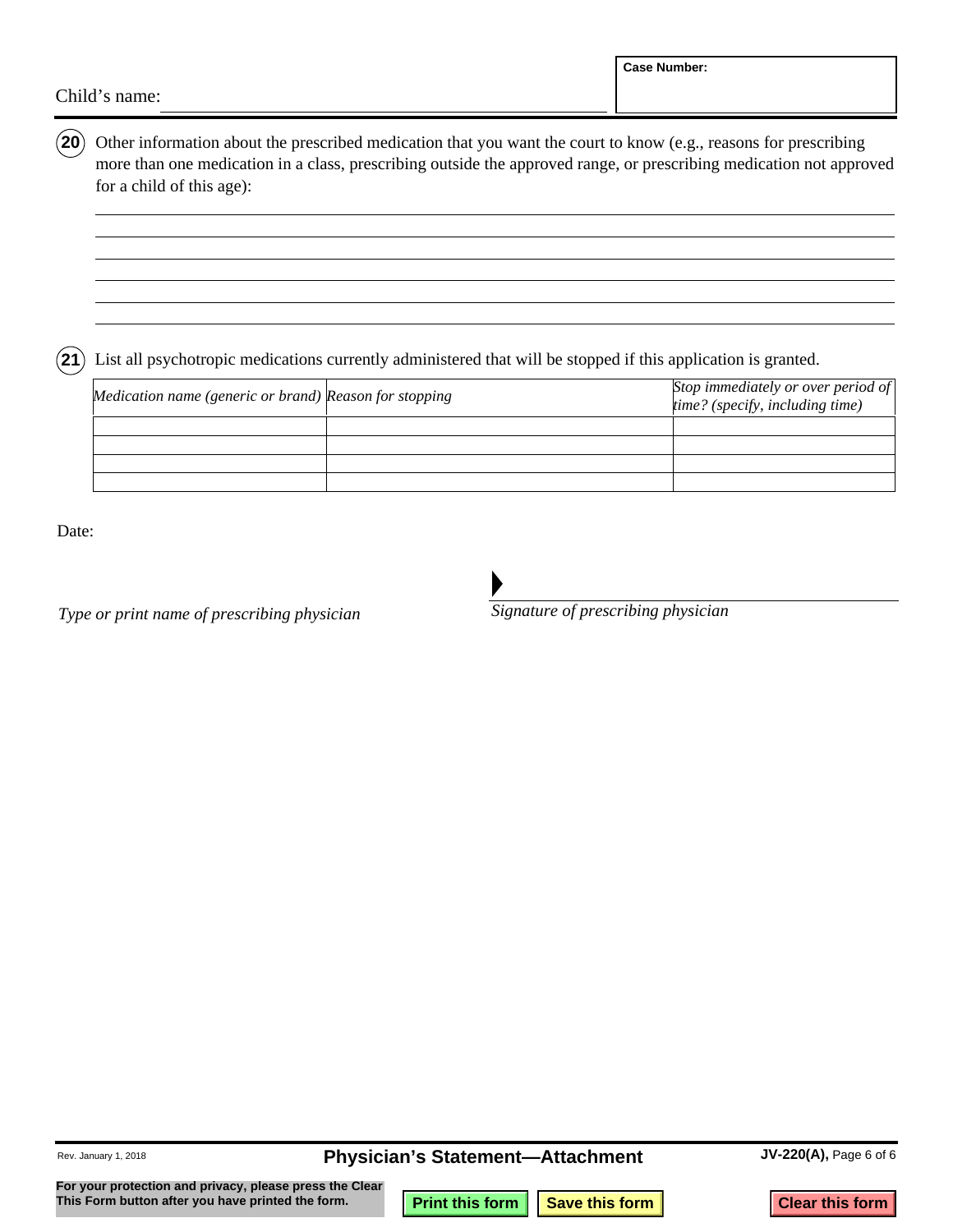Child's name: ______________________________

**Case Number:**

**20** Other information about the prescribed medication that you want the court to know (e.g., reasons for prescribing more than one medication in a class, prescribing outside the approved range, or prescribing medication not approved for a child of this age):

______________________________

______________________________

______________________________

______________________________

______________________________

**21** List all psychotropic medications currently administered that will be stopped if this application is granted.

| *Medication name (generic or brand)* | *Reason for stopping* | *Stop immediately or over period of time? (specify, including time)* |
|---|---|---|
| | | |
| | | |
| | | |
| | | |

Date:

*Type or print name of prescribing physician*

▶ ______________________________
*Signature of prescribing physician*

Rev. January 1, 2018

**Physician's Statement—Attachment**

**JV-220(A),**

**For your protection and privacy, please press the Clear This Form button after you have printed the form.**

Print this form | Save this form | Clear this form